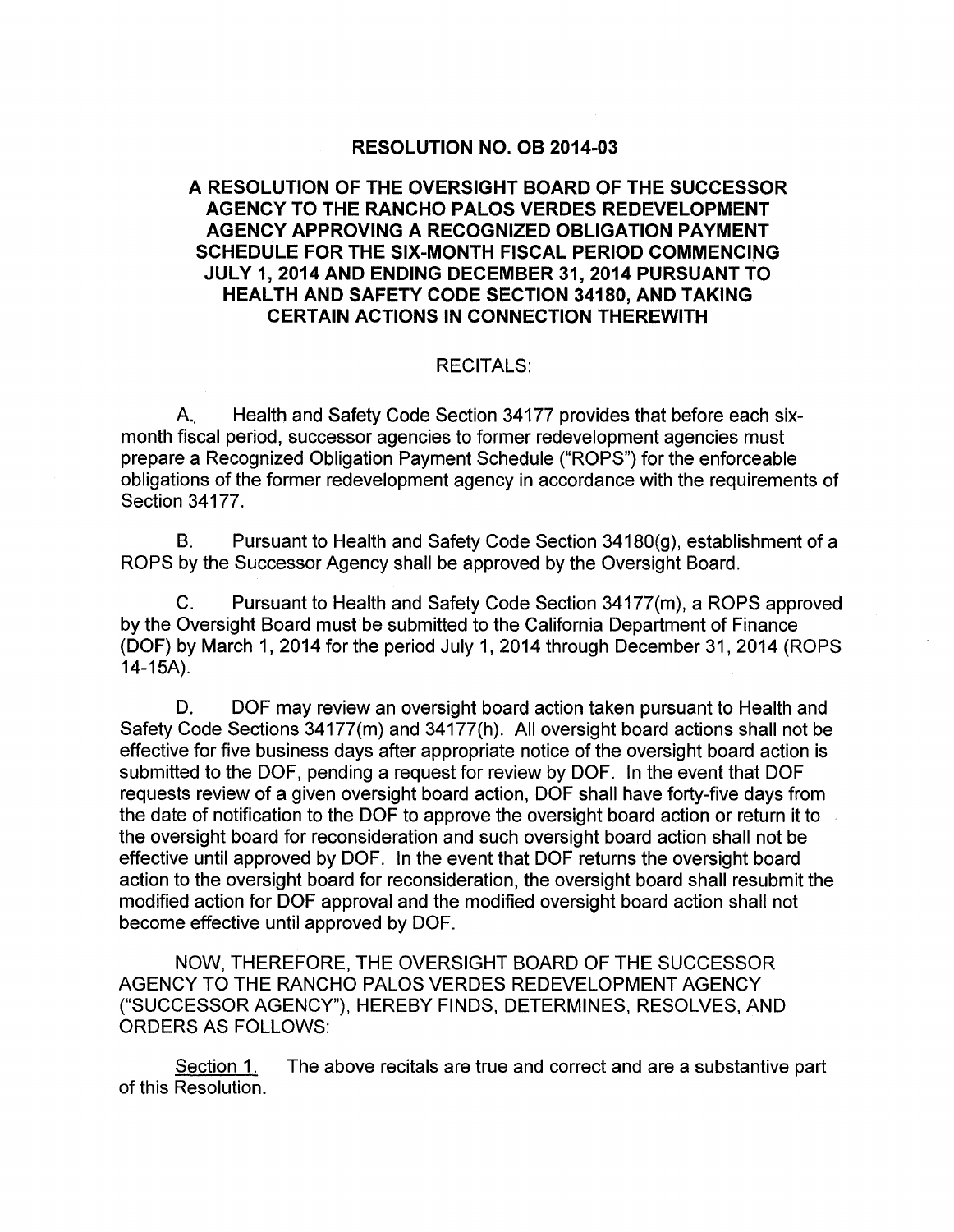# RESOLUTION NO. OB 2014-03

## A RESOLUTION OF THE OVERSIGHT BOARD OF THE SUCCESSOR AGENCY TO THE RANCHO PALOS VERDES REDEVELOPMENT AGENCY APPROVING A RECOGNIZED OBLIGATION PAYMENT SCHEDULE FOR THE SIX-MONTH FISCAL PERIOD COMMENCING JULY 1, 2014 AND ENDING DECEMBER 31, 2014 PURSUANT TO HEALTH AND SAFETY CODE SECTION 34180, AND TAKING CERTAIN ACTIONS IN CONNECTION THEREWITH

RECITALS:

A. Health and Safety Code Section 34177 provides that before each six-month fiscal period, successor agencies to former redevelopment agencies must prepare a Recognized Obligation Payment Schedule ("ROPS") for the enforceable obligations of the former redevelopment agency in accordance with the requirements of Section 34177.

B. Pursuant to Health and Safety Code Section 34180(g), establishment of a ROPS by the Successor Agency shall be approved by the Oversight Board.

C. Pursuant to Health and Safety Code Section 34177(m), a ROPS approved by the Oversight Board must be submitted to the California Department of Finance (DOF) by March 1, 2014 for the period July 1, 2014 through December 31, 2014 (ROPS 14-15A).

D. DOF may review an oversight board action taken pursuant to Health and Safety Code Sections 34177(m) and 34177(h). All oversight board actions shall not be effective for five business days after appropriate notice of the oversight board action is submitted to the DOF, pending a request for review by DOF. In the event that DOF requests review of a given oversight board action, DOF shall have forty-five days from the date of notification to the DOF to approve the oversight board action or return it to the oversight board for reconsideration and such oversight board action shall not be effective until approved by DOF. In the event that DOF returns the oversight board action to the oversight board for reconsideration, the oversight board shall resubmit the modified action for DOF approval and the modified oversight board action shall not become effective until approved by DOF.

NOW, THEREFORE, THE OVERSIGHT BOARD OF THE SUCCESSOR AGENCY TO THE RANCHO PALOS VERDES REDEVELOPMENT AGENCY ("SUCCESSOR AGENCY"), HEREBY FINDS, DETERMINES, RESOLVES, AND ORDERS AS FOLLOWS:

Section 1. The above recitals are true and correct and are a substantive part of this Resolution.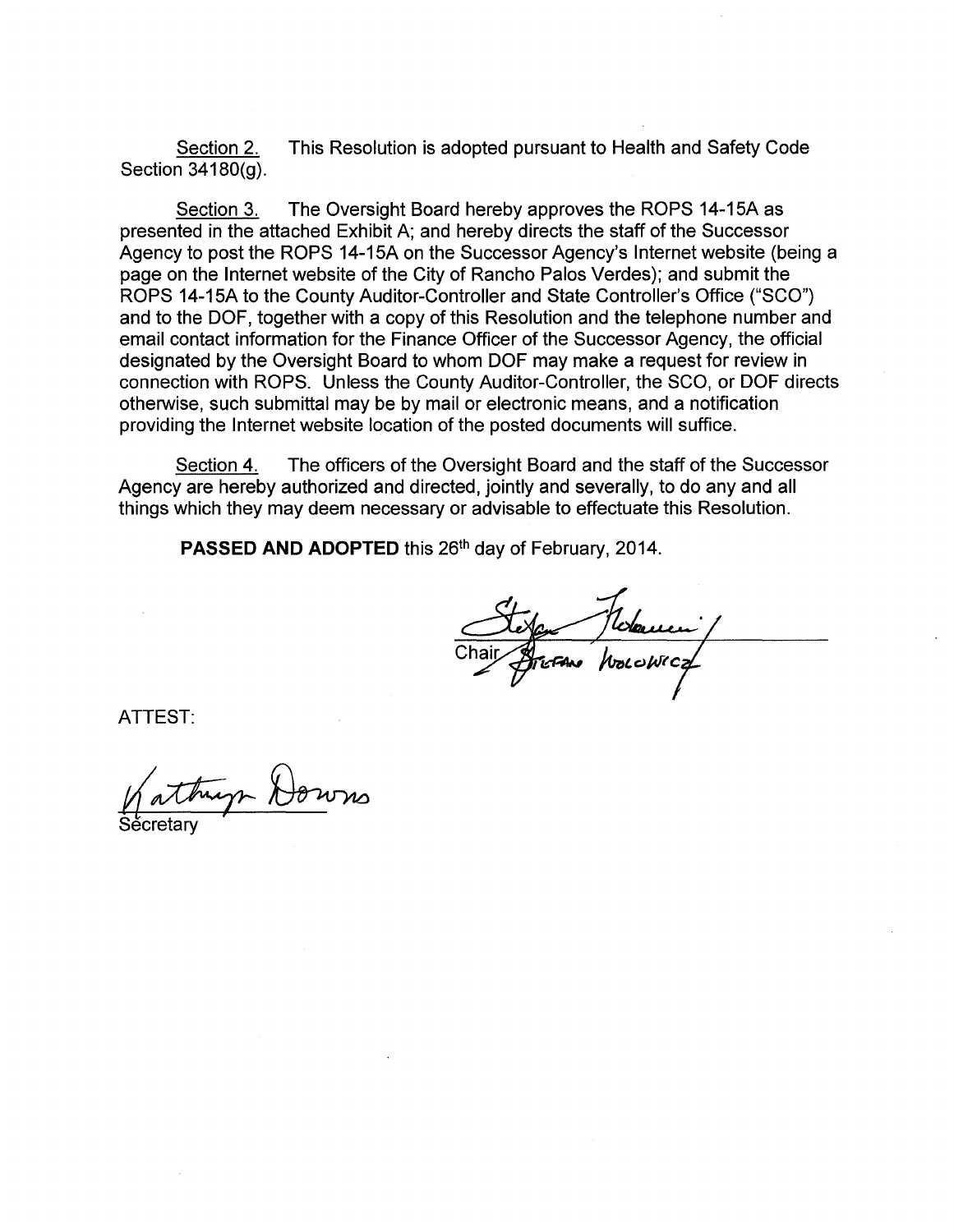Section 2. This Resolution is adopted pursuant to Health and Safety Code Section 34180(g).

Section 3. The Oversight Board hereby approves the ROPS 14-15A as presented in the attached Exhibit A; and hereby directs the staff of the Successor Agency to post the ROPS 14-15A on the Successor Agency's Internet website (being a page on the Internet website of the City of Rancho Palos Verdes); and submit the ROPS 14-15A to the County Auditor-Controller and State Controller's Office ("SCO") and to the DOF, together with a copy of this Resolution and the telephone number and email contact information for the Finance Officer of the Successor Agency, the official designated by the Oversight Board to whom DOF may make a request for review in connection with ROPS. Unless the County Auditor-Controller, the SCO, or DOF directs otherwise, such submittal may be by mail or electronic means, and a notification providing the Internet website location of the posted documents will suffice.

Section 4. The officers of the Oversight Board and the staff of the Successor Agency are hereby authorized and directed, jointly and severally, to do any and all things which they may deem necessary or advisable to effectuate this Resolution.

**PASSED AND ADOPTED** this 26th day of February, 2014.

Chair Stefan Wolowicz

ATTEST:

Kathryn Downs

Secretary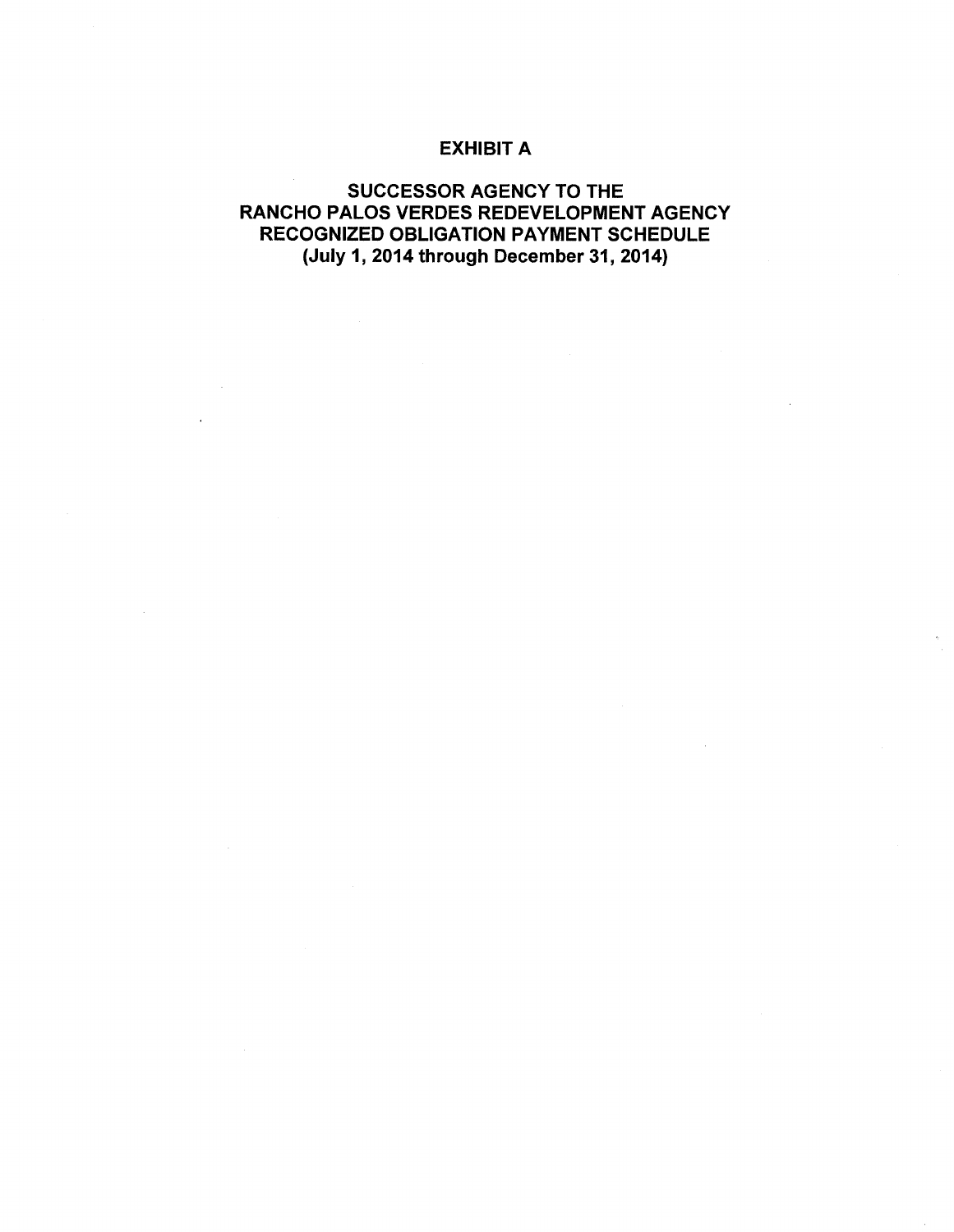# EXHIBIT A

## SUCCESSOR AGENCY TO THE RANCHO PALOS VERDES REDEVELOPMENT AGENCY RECOGNIZED OBLIGATION PAYMENT SCHEDULE (July 1, 2014 through December 31, 2014)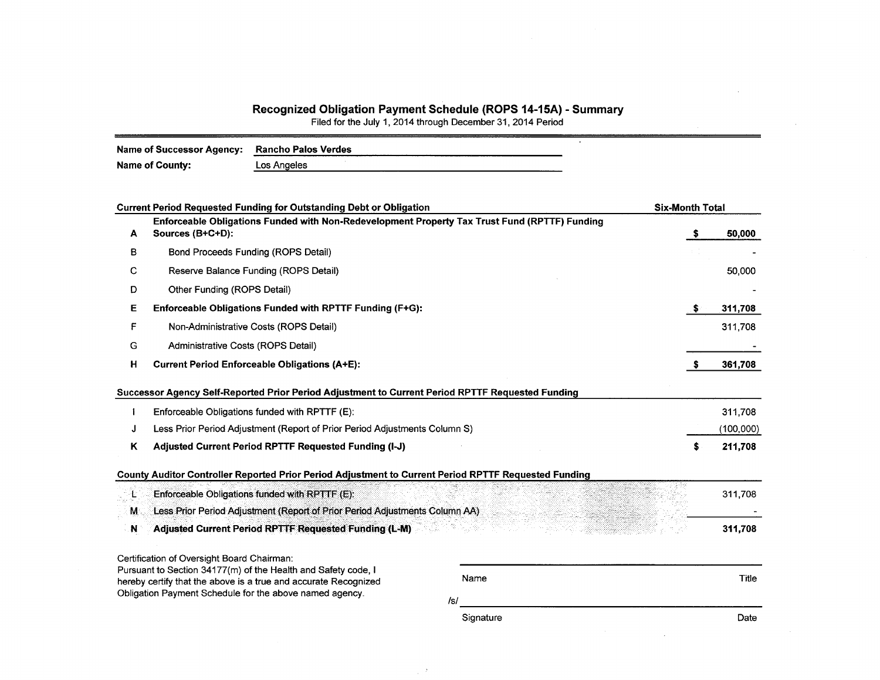# Recognized Obligation Payment Schedule (ROPS 14-15A) - Summary

Filed for the July 1, 2014 through December 31, 2014 Period

**Name of Successor Agency:** Rancho Palos Verdes

**Name of County:** Los Angeles

| | Current Period Requested Funding for Outstanding Debt or Obligation | Six-Month Total |
|---|---|---|
| A | **Enforceable Obligations Funded with Non-Redevelopment Property Tax Trust Fund (RPTTF) Funding Sources (B+C+D):** | **$ 50,000** |
| B | Bond Proceeds Funding (ROPS Detail) | - |
| C | Reserve Balance Funding (ROPS Detail) | 50,000 |
| D | Other Funding (ROPS Detail) | - |
| E | **Enforceable Obligations Funded with RPTTF Funding (F+G):** | **$ 311,708** |
| F | Non-Administrative Costs (ROPS Detail) | 311,708 |
| G | Administrative Costs (ROPS Detail) | - |
| H | **Current Period Enforceable Obligations (A+E):** | **$ 361,708** |

| | Successor Agency Self-Reported Prior Period Adjustment to Current Period RPTTF Requested Funding | |
|---|---|---|
| I | Enforceable Obligations funded with RPTTF (E): | 311,708 |
| J | Less Prior Period Adjustment (Report of Prior Period Adjustments Column S) | (100,000) |
| K | **Adjusted Current Period RPTTF Requested Funding (I-J)** | **$ 211,708** |

| | County Auditor Controller Reported Prior Period Adjustment to Current Period RPTTF Requested Funding | |
|---|---|---|
| L | Enforceable Obligations funded with RPTTF (E): | 311,708 |
| M | Less Prior Period Adjustment (Report of Prior Period Adjustments Column AA) | - |
| N | **Adjusted Current Period RPTTF Requested Funding (L-M)** | **311,708** |

Certification of Oversight Board Chairman:
Pursuant to Section 34177(m) of the Health and Safety code, I hereby certify that the above is a true and accurate Recognized Obligation Payment Schedule for the above named agency.

Name ____________________ Title

/s/ ____________________

Signature ____________________ Date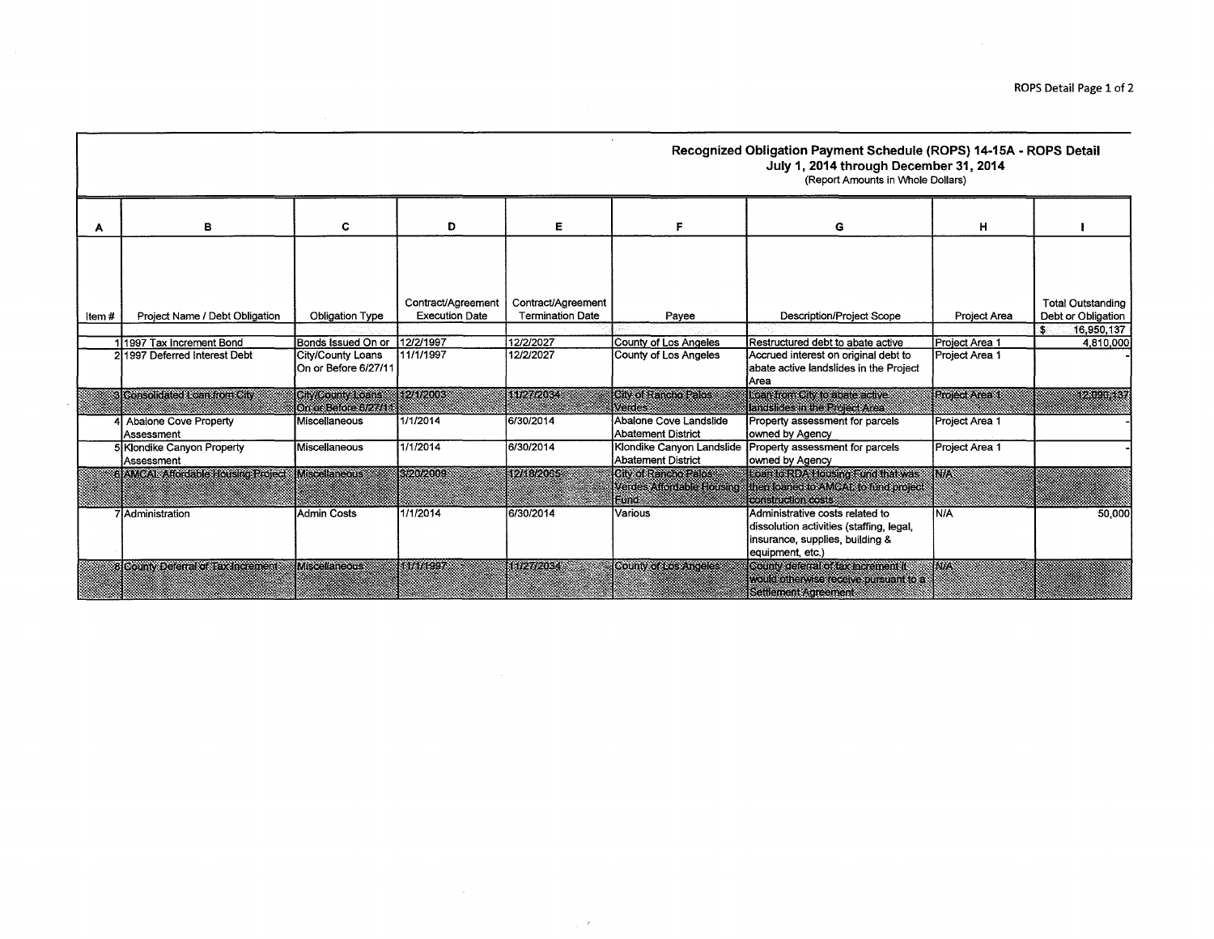## Recognized Obligation Payment Schedule (ROPS) 14-15A - ROPS Detail

### July 1, 2014 through December 31, 2014

(Report Amounts in Whole Dollars)

| A | B | C | D | E | F | G | H | I |
|---|---|---|---|---|---|---|---|---|
| Item # | Project Name / Debt Obligation | Obligation Type | Contract/Agreement Execution Date | Contract/Agreement Termination Date | Payee | Description/Project Scope | Project Area | Total Outstanding Debt or Obligation |
| | | | | | | | | $ 16,950,137 |
| 1 | 1997 Tax Increment Bond | Bonds Issued On or | 12/2/1997 | 12/2/2027 | County of Los Angeles | Restructured debt to abate active | Project Area 1 | 4,810,000 |
| 2 | 1997 Deferred Interest Debt | City/County Loans On or Before 6/27/11 | 11/1/1997 | 12/2/2027 | County of Los Angeles | Accrued interest on original debt to abate active landslides in the Project Area | Project Area 1 | - |
| 3 | Consolidated Loan from City | City/County Loans On or Before 6/27/11 | 12/1/2003 | 11/27/2034 | City of Rancho Palos Verdes | Loan from City to abate active landslides in the Project Area | Project Area 1 | 12,090,137 |
| 4 | Abalone Cove Property Assessment | Miscellaneous | 1/1/2014 | 6/30/2014 | Abalone Cove Landslide Abatement District | Property assessment for parcels owned by Agency | Project Area 1 | - |
| 5 | Klondike Canyon Property Assessment | Miscellaneous | 1/1/2014 | 6/30/2014 | Klondike Canyon Landslide Abatement District | Property assessment for parcels owned by Agency | Project Area 1 | - |
| 6 | AMCAL Affordable Housing Project | Miscellaneous | 3/20/2009 | 12/18/2065 | City of Rancho Palos Verdes Affordable Housing Fund | Loan to RDA Housing Fund that was then loaned to AMCAL to fund project construction costs | N/A | |
| 7 | Administration | Admin Costs | 1/1/2014 | 6/30/2014 | Various | Administrative costs related to dissolution activities (staffing, legal, insurance, supplies, building & equipment, etc.) | N/A | 50,000 |
| 8 | County Deferral of Tax Increment | Miscellaneous | 11/1/1997 | 11/27/2034 | County of Los Angeles | County deferral of tax increment it would otherwise receive pursuant to a Settlement Agreement | N/A | |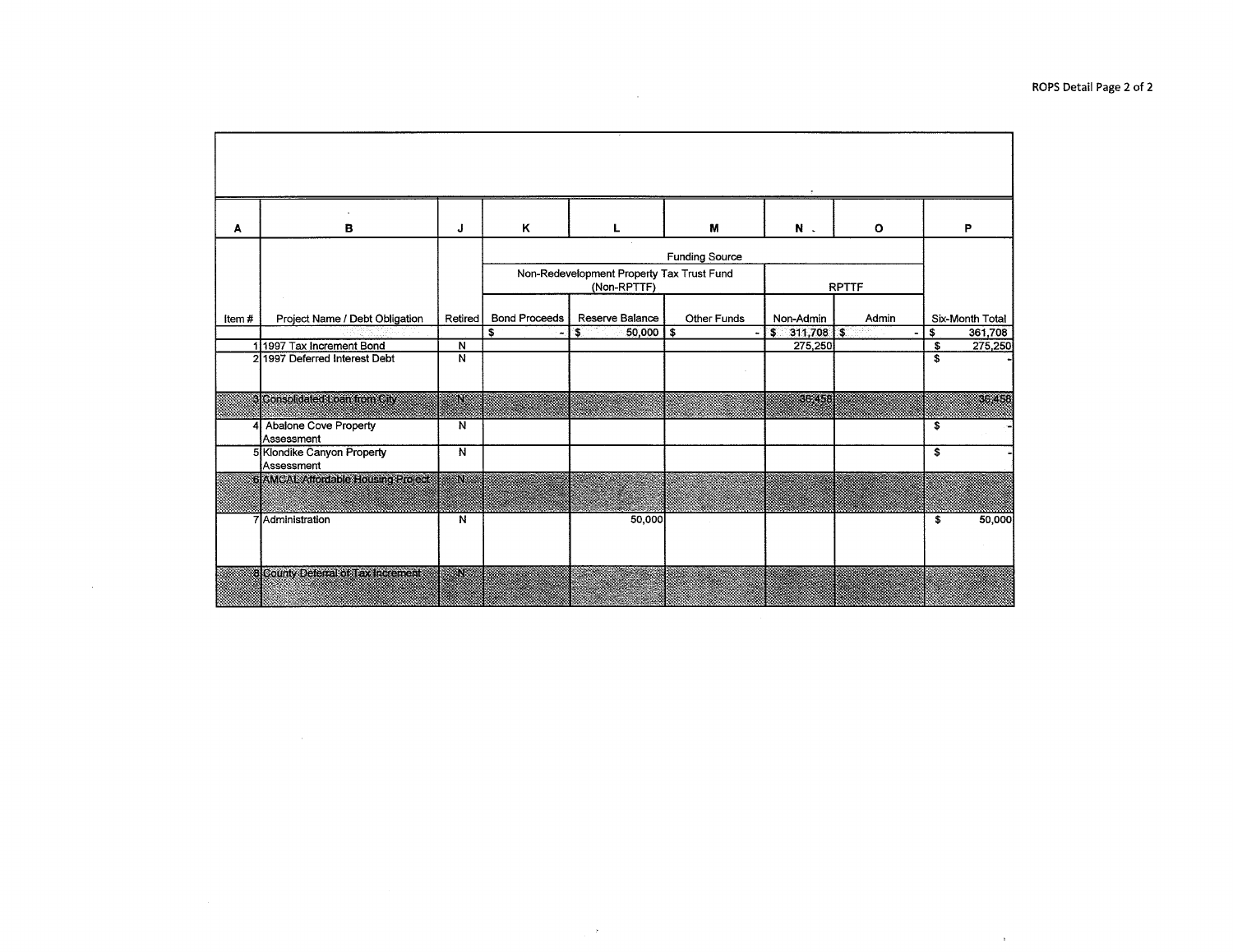| A | B | J | K | L | M | N | O | P |
|---|---|---|---|---|---|---|---|---|
| | | | Funding Source | | | | | |
| | | | Non-Redevelopment Property Tax Trust Fund (Non-RPTTF) | | | RPTTF | | |
| Item # | Project Name / Debt Obligation | Retired | Bond Proceeds | Reserve Balance | Other Funds | Non-Admin | Admin | Six-Month Total |
| | | | $ - | $ 50,000 | $ - | $ 311,708 | $ - | $ 361,708 |
| 1 | 1997 Tax Increment Bond | N | | | | 275,250 | | $ 275,250 |
| 2 | 1997 Deferred Interest Debt | N | | | | | | $ - |
| 3 | Consolidated Loan from City | N | | | | 36,458 | | 36,458 |
| 4 | Abalone Cove Property Assessment | N | | | | | | $ - |
| 5 | Klondike Canyon Property Assessment | N | | | | | | $ - |
| 6 | AMCAL Affordable Housing Project | N | | | | | | |
| 7 | Administration | N | | 50,000 | | | | $ 50,000 |
| 8 | County Deferral of Tax Increment | N | | | | | | |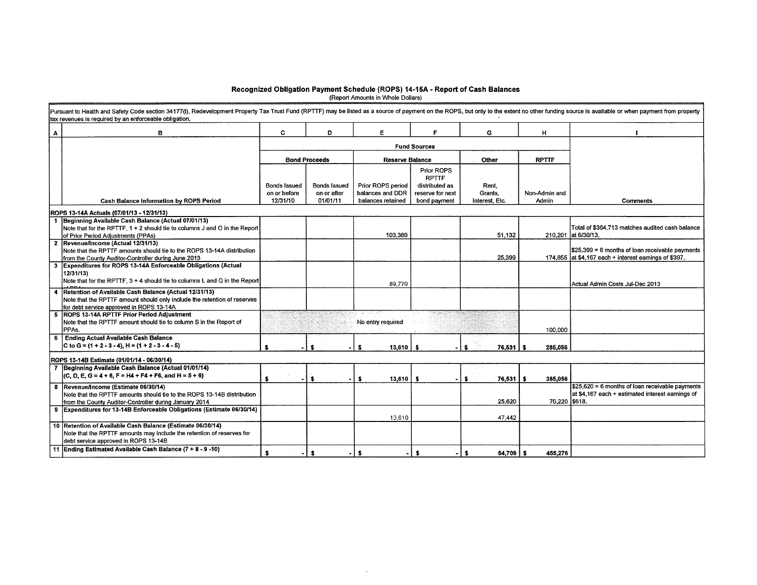# Recognized Obligation Payment Schedule (ROPS) 14-15A - Report of Cash Balances

(Report Amounts in Whole Dollars)

Pursuant to Health and Safety Code section 34177(l), Redevelopment Property Tax Trust Fund (RPTTF) may be listed as a source of payment on the ROPS, but only to the extent no other funding source is available or when payment from property tax revenues is required by an enforceable obligation.

| A | B | C | D | E | F | G | H | I |
|---|---|---|---|---|---|---|---|---|
| | | Fund Sources | | | | | | |
| | | Bond Proceeds | | Reserve Balance | | Other | RPTTF | |
| | Cash Balance Information by ROPS Period | Bonds Issued on or before 12/31/10 | Bonds Issued on or after 01/01/11 | Prior ROPS period balances and DDR balances retained | Prior ROPS RPTTF distributed as reserve for next bond payment | Rent, Grants, Interest, Etc. | Non-Admin and Admin | Comments |
| **ROPS 13-14A Actuals (07/01/13 - 12/31/13)** | | | | | | | | |
| 1 | **Beginning Available Cash Balance (Actual 07/01/13)** Note that for the RPTTF, 1 + 2 should tie to columns J and O in the Report of Prior Period Adjustments (PPAs) | | | 103,380 | | 51,132 | 210,201 | Total of $364,713 matches audited cash balance at 6/30/13. |
| 2 | **Revenue/Income (Actual 12/31/13)** Note that the RPTTF amounts should tie to the ROPS 13-14A distribution from the County Auditor-Controller during June 2013 | | | | | 25,399 | 174,855 | $25,399 = 6 months of loan receivable payments at $4,167 each + interest earnings of $397. |
| 3 | **Expenditures for ROPS 13-14A Enforceable Obligations (Actual 12/31/13)** Note that for the RPTTF, 3 + 4 should tie to columns L and Q in the Report of PPAs | | | 89,770 | | | | Actual Admin Costs Jul-Dec 2013 |
| 4 | **Retention of Available Cash Balance (Actual 12/31/13)** Note that the RPTTF amount should only include the retention of reserves for debt service approved in ROPS 13-14A | | | | | | | |
| 5 | **ROPS 13-14A RPTTF Prior Period Adjustment** Note that the RPTTF amount should tie to column S in the Report of PPAs. | No entry required | | | | | 100,000 | |
| 6 | **Ending Actual Available Cash Balance** C to G = (1 + 2 - 3 - 4), H = (1 + 2 - 3 - 4 - 5) | $ - | $ - | $ 13,610 | $ - | $ 76,531 | $ 285,056 | |
| **ROPS 13-14B Estimate (01/01/14 - 06/30/14)** | | | | | | | | |
| 7 | **Beginning Available Cash Balance (Actual 01/01/14)** (C, D, E, G = 4 + 6, F = H4 + F4 + F6, and H = 5 + 6) | $ - | $ - | $ 13,610 | $ - | $ 76,531 | $ 385,056 | |
| 8 | **Revenue/Income (Estimate 06/30/14)** Note that the RPTTF amounts should tie to the ROPS 13-14B distribution from the County Auditor-Controller during January 2014 | | | | | 25,620 | 70,220 | $25,620 = 6 months of loan receivable payments at $4,167 each + estimated interest earnings of $618. |
| 9 | **Expenditures for 13-14B Enforceable Obligations (Estimate 06/30/14)** | | | 13,610 | | 47,442 | | |
| 10 | **Retention of Available Cash Balance (Estimate 06/30/14)** Note that the RPTTF amounts may include the retention of reserves for debt service approved in ROPS 13-14B | | | | | | | |
| 11 | **Ending Estimated Available Cash Balance (7 + 8 - 9 -10)** | $ - | $ - | $ - | $ - | $ 54,709 | $ 455,276 | |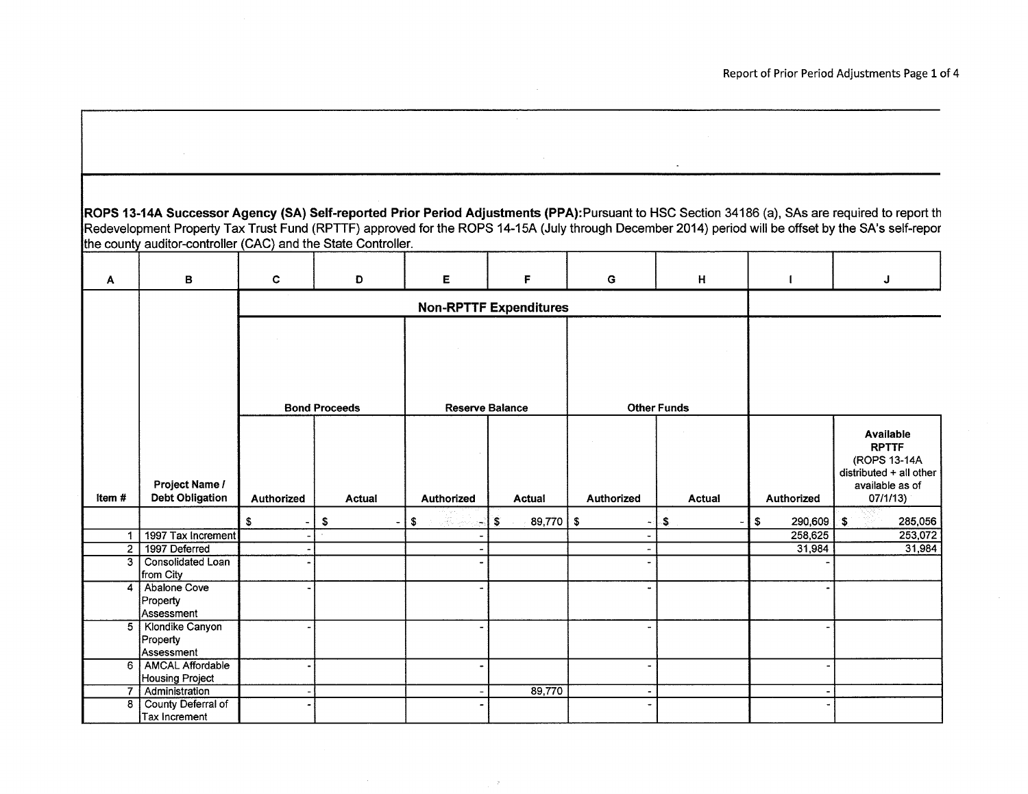ROPS 13-14A Successor Agency (SA) Self-reported Prior Period Adjustments (PPA):Pursuant to HSC Section 34186 (a), SAs are required to report th Redevelopment Property Tax Trust Fund (RPTTF) approved for the ROPS 14-15A (July through December 2014) period will be offset by the SA's self-repor the county auditor-controller (CAC) and the State Controller.

| A | B | C | D | E | F | G | H | I | J |
|---|---|---|---|---|---|---|---|---|---|
| | | **Non-RPTTF Expenditures** | | | | | | | |
| | | **Bond Proceeds** | | **Reserve Balance** | | **Other Funds** | | | |
| **Item #** | **Project Name / Debt Obligation** | **Authorized** | **Actual** | **Authorized** | **Actual** | **Authorized** | **Actual** | **Authorized** | **Available RPTTF (ROPS 13-14A distributed + all other available as of 07/1/13)** |
| | | $ - | $ - | $ - | $ 89,770 | $ - | $ - | $ 290,609 | $ 285,056 |
| 1 | 1997 Tax Increment | - | | - | | - | | 258,625 | 253,072 |
| 2 | 1997 Deferred | - | | - | | - | | 31,984 | 31,984 |
| 3 | Consolidated Loan from City | - | | - | | - | | - | |
| 4 | Abalone Cove Property Assessment | - | | - | | - | | - | |
| 5 | Klondike Canyon Property Assessment | - | | - | | - | | - | |
| 6 | AMCAL Affordable Housing Project | - | | - | | - | | - | |
| 7 | Administration | - | | - | 89,770 | - | | - | |
| 8 | County Deferral of Tax Increment | - | | - | | - | | - | |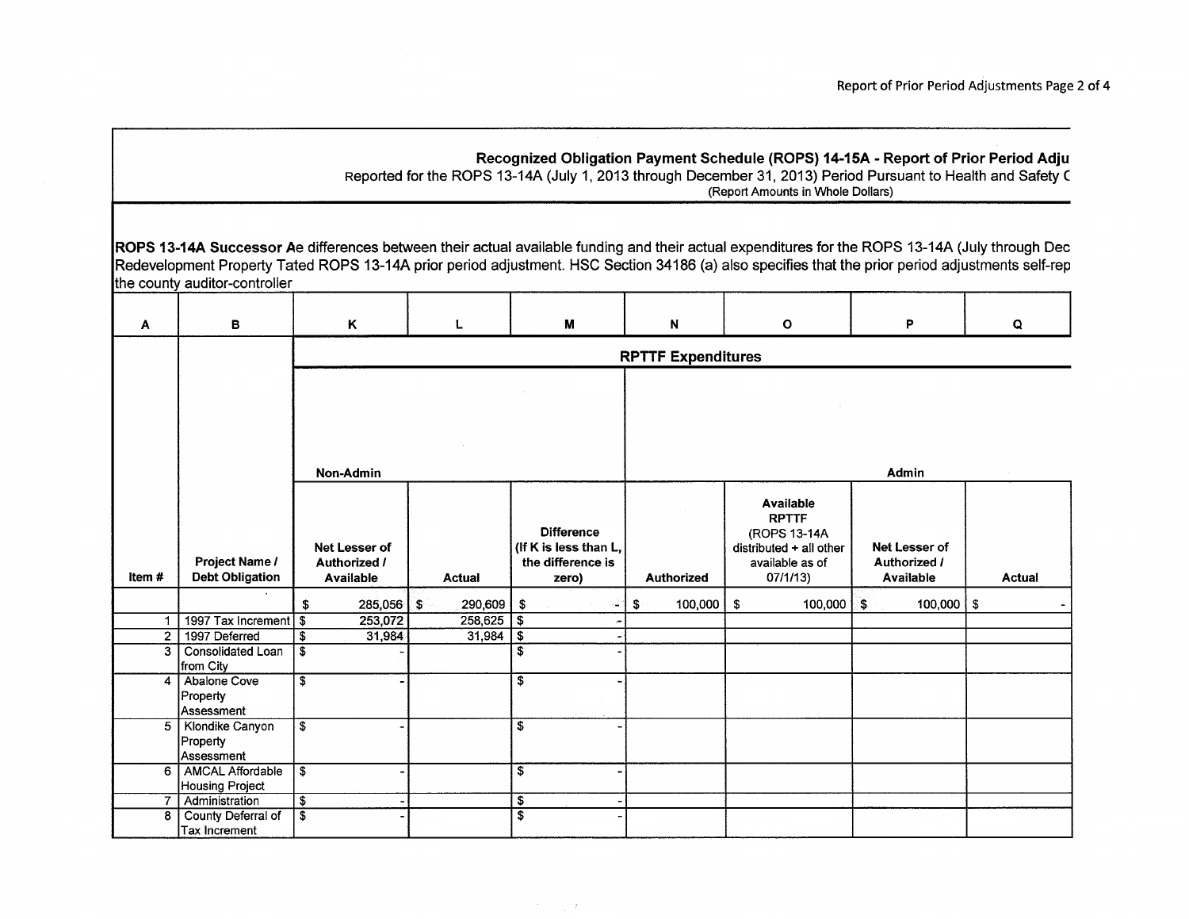## Recognized Obligation Payment Schedule (ROPS) 14-15A - Report of Prior Period Adju

Reported for the ROPS 13-14A (July 1, 2013 through December 31, 2013) Period Pursuant to Health and Safety C

(Report Amounts in Whole Dollars)

**ROPS 13-14A Successor A**e differences between their actual available funding and their actual expenditures for the ROPS 13-14A (July through Dec Redevelopment Property Tated ROPS 13-14A prior period adjustment. HSC Section 34186 (a) also specifies that the prior period adjustments self-rep the county auditor-controller

| A | B | K | L | M | N | O | P | Q |
|---|---|---|---|---|---|---|---|---|
| | | **RPTTF Expenditures** | | | | | | |
| | | **Non-Admin** | | | **Admin** | | | |
| **Item #** | **Project Name / Debt Obligation** | **Net Lesser of Authorized / Available** | **Actual** | **Difference (If K is less than L, the difference is zero)** | **Authorized** | **Available RPTTF (ROPS 13-14A distributed + all other available as of 07/1/13)** | **Net Lesser of Authorized / Available** | **Actual** |
| | | $ 285,056 | $ 290,609 | $ - | $ 100,000 | $ 100,000 | $ 100,000 | $ - |
| 1 | 1997 Tax Increment | $ 253,072 | 258,625 | $ - | | | | |
| 2 | 1997 Deferred | $ 31,984 | 31,984 | $ - | | | | |
| 3 | Consolidated Loan from City | $ - | | $ - | | | | |
| 4 | Abalone Cove Property Assessment | $ - | | $ - | | | | |
| 5 | Klondike Canyon Property Assessment | $ - | | $ - | | | | |
| 6 | AMCAL Affordable Housing Project | $ - | | $ - | | | | |
| 7 | Administration | $ - | | $ - | | | | |
| 8 | County Deferral of Tax Increment | $ - | | $ - | | | | |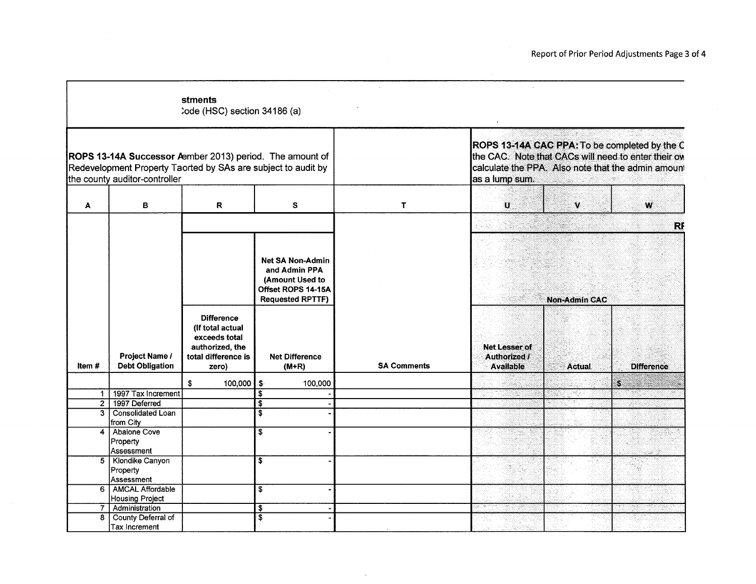stments
:ode (HSC) section 34186 (a)

| ROPS 13-14A Successor Aember 2013) period. The amount of Redevelopment Property Taorted by SAs are subject to audit by the county auditor-controller | | | | | ROPS 13-14A CAC PPA: To be completed by the C the CAC. Note that CACs will need to enter their ov calculate the PPA. Also note that the admin amount as a lump sum. | | |
|---|---|---|---|---|---|---|---|
| A | B | R | S | T | U | V | W |
| | | | | | | | RI |
| | | | Net SA Non-Admin and Admin PPA (Amount Used to Offset ROPS 14-15A Requested RPTTF) | | Non-Admin CAC | | |
| Item # | Project Name / Debt Obligation | Difference (If total actual exceeds total authorized, the total difference is zero) | Net Difference (M+R) | SA Comments | Net Lesser of Authorized / Available | Actual | Difference |
| | | $ 100,000 | $ 100,000 | | | | $ - |
| 1 | 1997 Tax Increment | | $ - | | | | |
| 2 | 1997 Deferred | | $ - | | | | |
| 3 | Consolidated Loan from City | | $ - | | | | |
| 4 | Abalone Cove Property Assessment | | $ - | | | | |
| 5 | Klondike Canyon Property Assessment | | $ - | | | | |
| 6 | AMCAL Affordable Housing Project | | $ - | | | | |
| 7 | Administration | | $ - | | | | |
| 8 | County Deferral of Tax Increment | | $ - | | | | |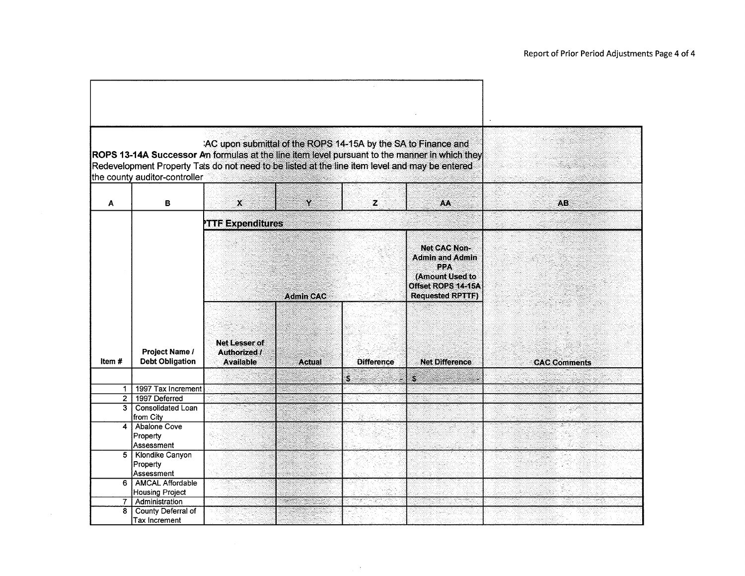| | | | | | | |
|---|---|---|---|---|---|---|
| **ROPS 13-14A Successor A** ... the county auditor-controller | | :AC upon submittal of the ROPS 14-15A by the SA to Finance and n formulas at the line item level pursuant to the manner in which they ts do not need to be listed at the line item level and may be entered | | | | |
| A | B | X | Y | Z | AA | AB |
| | | **TTF Expenditures** | | | | |
| | | **Admin CAC** | | | **Net CAC Non-Admin and Admin PPA (Amount Used to Offset ROPS 14-15A Requested RPTTF)** | |
| **Item #** | **Project Name / Debt Obligation** | **Net Lesser of Authorized / Available** | **Actual** | **Difference** | **Net Difference** | **CAC Comments** |
| | | | | $ - | $ - | |
| 1 | 1997 Tax Increment | | | | | |
| 2 | 1997 Deferred | | | | | |
| 3 | Consolidated Loan from City | | | | | |
| 4 | Abalone Cove Property Assessment | | | | | |
| 5 | Klondike Canyon Property Assessment | | | | | |
| 6 | AMCAL Affordable Housing Project | | | | | |
| 7 | Administration | | | | | |
| 8 | County Deferral of Tax Increment | | | | | |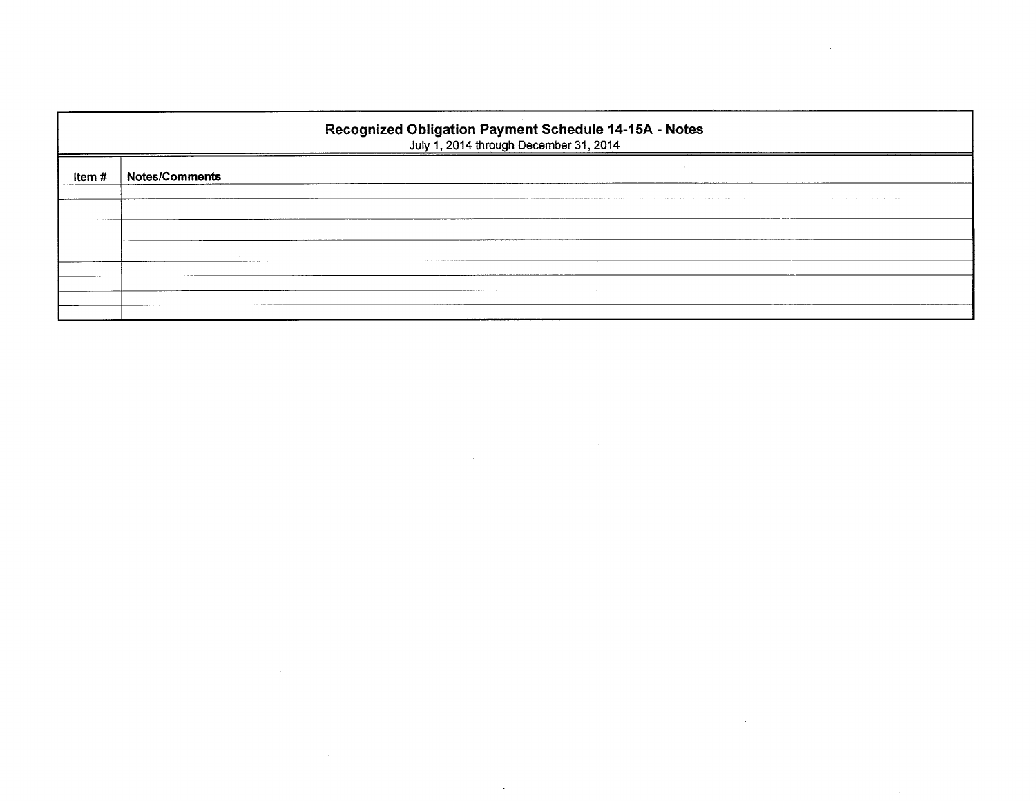# Recognized Obligation Payment Schedule 14-15A - Notes

July 1, 2014 through December 31, 2014

| Item # | Notes/Comments |
| --- | --- |
| | |
| | |
| | |
| | |
| | |
| | |
| | |
| | |